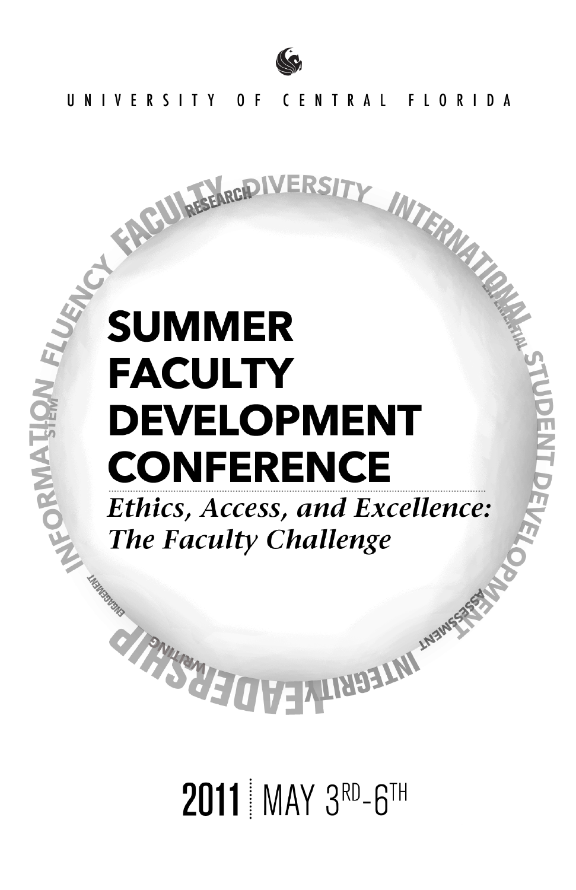UNIVERSITY OF CENTRAL FLORIDA

# SUMMER FACULTY DEVELOPMENT CONFERENCE

*Ethics, Access, and Excellence: The Faculty Challenge*

**2011** | MAY 3RD-6TH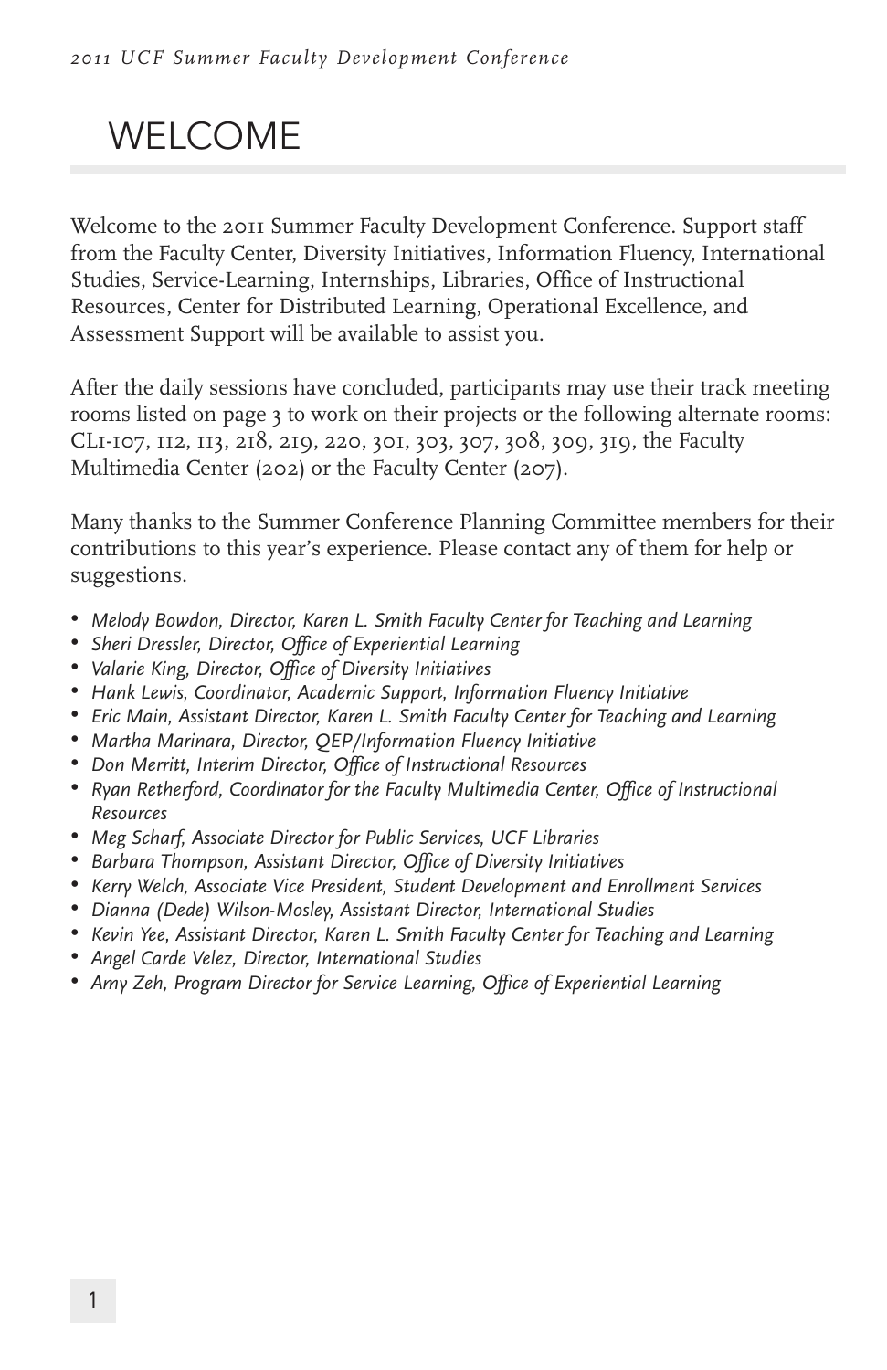# WELCOME

Welcome to the 2011 Summer Faculty Development Conference. Support staff from the Faculty Center, Diversity Initiatives, Information Fluency, International Studies, Service-Learning, Internships, Libraries, Office of Instructional Resources, Center for Distributed Learning, Operational Excellence, and Assessment Support will be available to assist you.

After the daily sessions have concluded, participants may use their track meeting rooms listed on page 3 to work on their projects or the following alternate rooms: CL1-107, 112, 113, 218, 219, 220, 301, 303, 307, 308, 309, 319, the Faculty Multimedia Center (202) or the Faculty Center (207).

Many thanks to the Summer Conference Planning Committee members for their contributions to this year's experience. Please contact any of them for help or suggestions.

- *Melody Bowdon, Director, Karen L. Smith Faculty Center for Teaching and Learning*
- *Sheri Dressler, Director, Office of Experiential Learning*
- *Valarie King, Director, Office of Diversity Initiatives*
- *Hank Lewis, Coordinator, Academic Support, Information Fluency Initiative*
- *Eric Main, Assistant Director, Karen L. Smith Faculty Center for Teaching and Learning*
- *Martha Marinara, Director, QEP/Information Fluency Initiative*
- *Don Merritt, Interim Director, Office of Instructional Resources*
- *Ryan Retherford, Coordinator for the Faculty Multimedia Center, Office of Instructional Resources*
- *Meg Scharf, Associate Director for Public Services, UCF Libraries*
- *Barbara Thompson, Assistant Director, Office of Diversity Initiatives*
- *Kerry Welch, Associate Vice President, Student Development and Enrollment Services*
- *Dianna (Dede) Wilson-Mosley, Assistant Director, International Studies*
- *Kevin Yee, Assistant Director, Karen L. Smith Faculty Center for Teaching and Learning*
- *Angel Carde Velez, Director, International Studies*
- *Amy Zeh, Program Director for Service Learning, Office of Experiential Learning*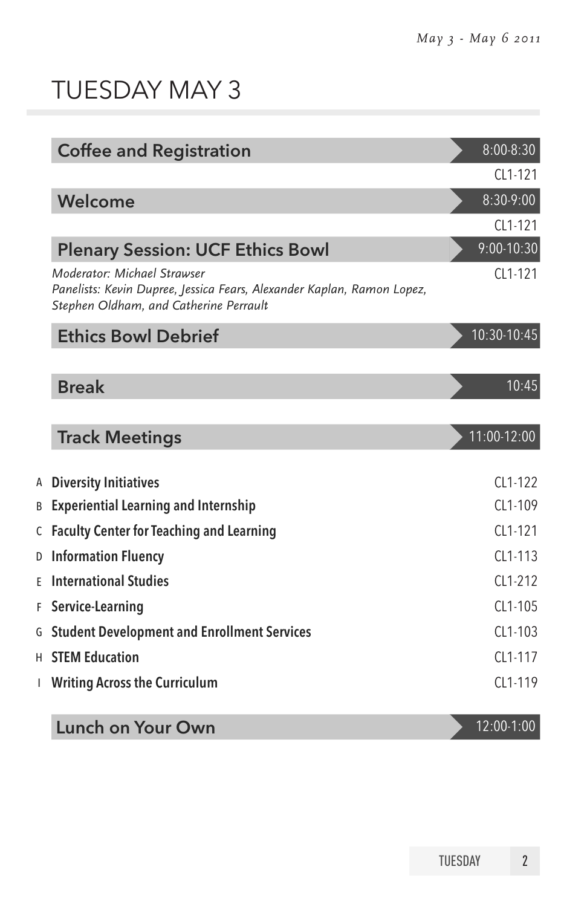# TUESDAY MAY 3

## Coffee and Registration

8:00-8:30

CL1-121

## Welcome

8:30-9:00

CL1-121

## Plenary Session: UCF Ethics Bowl

9:00-10:30

CL1-121

*Moderator: Michael Strawser*
*Panelists: Kevin Dupree, Jessica Fears, Alexander Kaplan, Ramon Lopez, Stephen Oldham, and Catherine Perrault*

## Ethics Bowl Debrief

10:30-10:45

## Break

10:45

## Track Meetings

11:00-12:00

| | Track | Room |
|---|---|---|
| A | **Diversity Initiatives** | CL1-122 |
| B | **Experiential Learning and Internship** | CL1-109 |
| C | **Faculty Center for Teaching and Learning** | CL1-121 |
| D | **Information Fluency** | CL1-113 |
| E | **International Studies** | CL1-212 |
| F | **Service-Learning** | CL1-105 |
| G | **Student Development and Enrollment Services** | CL1-103 |
| H | **STEM Education** | CL1-117 |
| I | **Writing Across the Curriculum** | CL1-119 |

## Lunch on Your Own

12:00-1:00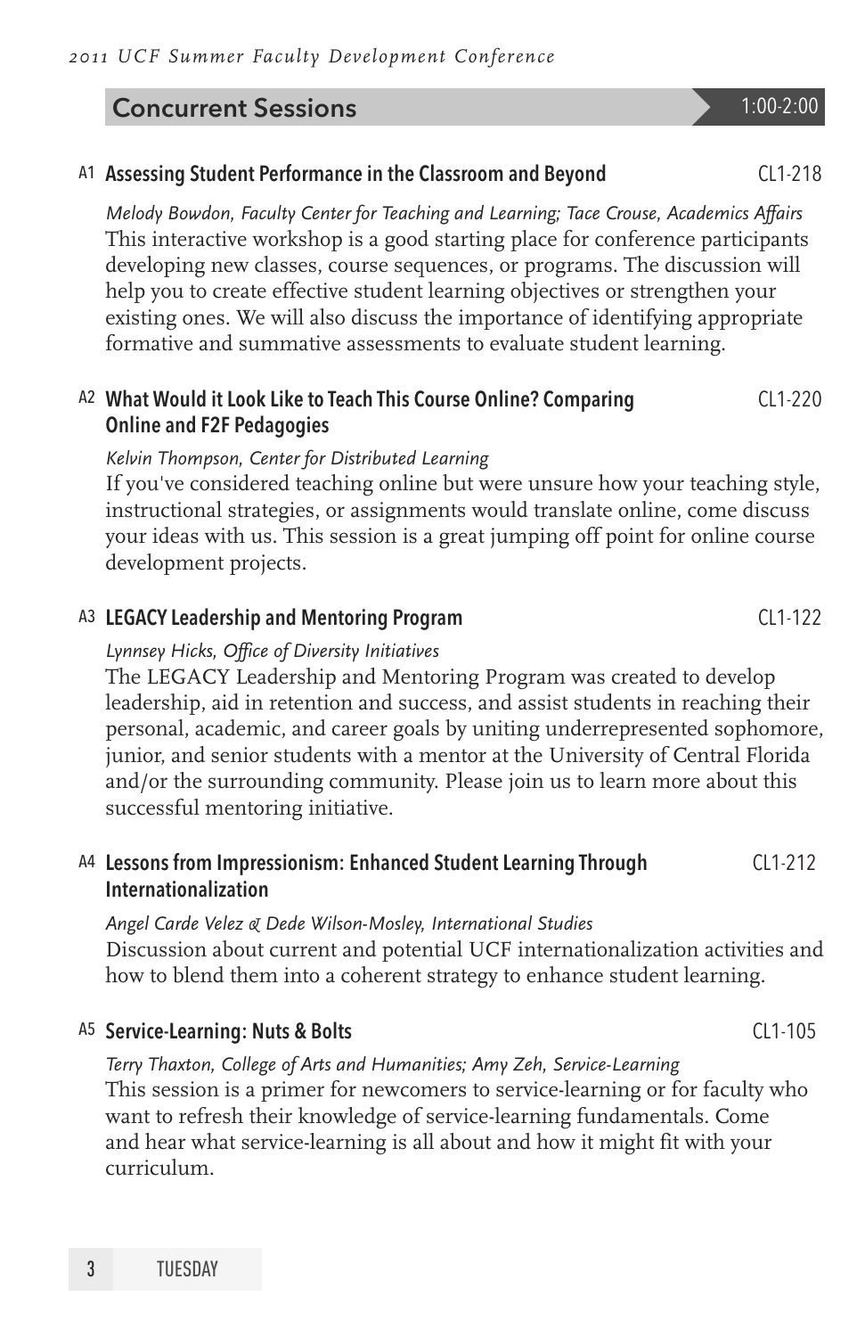## Concurrent Sessions 1:00-2:00

### A1 Assessing Student Performance in the Classroom and Beyond — CL1-218

*Melody Bowdon, Faculty Center for Teaching and Learning; Tace Crouse, Academics Affairs*

This interactive workshop is a good starting place for conference participants developing new classes, course sequences, or programs. The discussion will help you to create effective student learning objectives or strengthen your existing ones. We will also discuss the importance of identifying appropriate formative and summative assessments to evaluate student learning.

### A2 What Would it Look Like to Teach This Course Online? Comparing Online and F2F Pedagogies — CL1-220

*Kelvin Thompson, Center for Distributed Learning*

If you've considered teaching online but were unsure how your teaching style, instructional strategies, or assignments would translate online, come discuss your ideas with us. This session is a great jumping off point for online course development projects.

### A3 LEGACY Leadership and Mentoring Program — CL1-122

*Lynnsey Hicks, Office of Diversity Initiatives*

The LEGACY Leadership and Mentoring Program was created to develop leadership, aid in retention and success, and assist students in reaching their personal, academic, and career goals by uniting underrepresented sophomore, junior, and senior students with a mentor at the University of Central Florida and/or the surrounding community. Please join us to learn more about this successful mentoring initiative.

### A4 Lessons from Impressionism: Enhanced Student Learning Through Internationalization — CL1-212

*Angel Carde Velez & Dede Wilson-Mosley, International Studies*

Discussion about current and potential UCF internationalization activities and how to blend them into a coherent strategy to enhance student learning.

### A5 Service-Learning: Nuts & Bolts — CL1-105

*Terry Thaxton, College of Arts and Humanities; Amy Zeh, Service-Learning*

This session is a primer for newcomers to service-learning or for faculty who want to refresh their knowledge of service-learning fundamentals. Come and hear what service-learning is all about and how it might fit with your curriculum.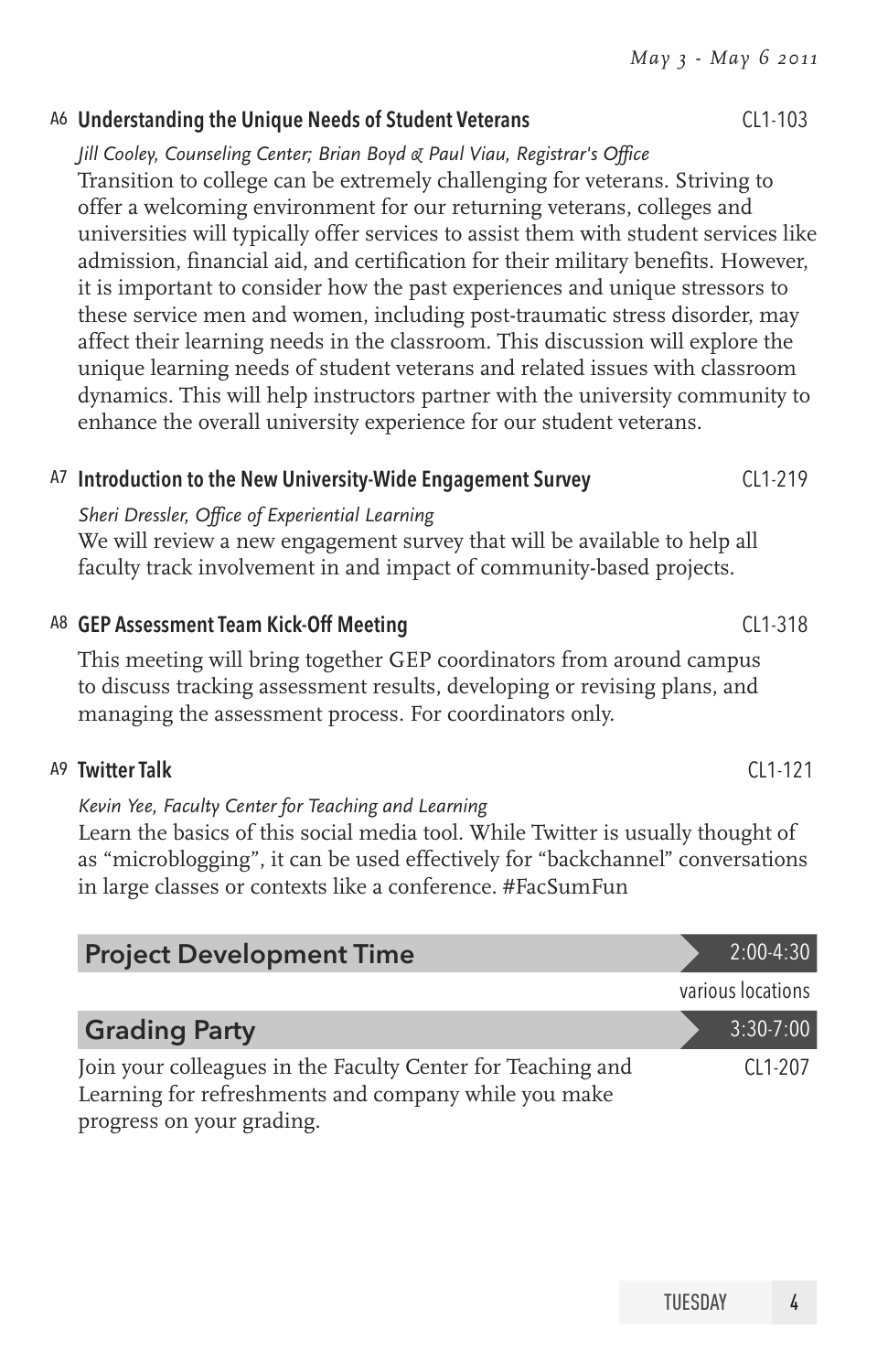### A6 Understanding the Unique Needs of Student Veterans — CL1-103

*Jill Cooley, Counseling Center; Brian Boyd & Paul Viau, Registrar's Office*

Transition to college can be extremely challenging for veterans. Striving to offer a welcoming environment for our returning veterans, colleges and universities will typically offer services to assist them with student services like admission, financial aid, and certification for their military benefits. However, it is important to consider how the past experiences and unique stressors to these service men and women, including post-traumatic stress disorder, may affect their learning needs in the classroom. This discussion will explore the unique learning needs of student veterans and related issues with classroom dynamics. This will help instructors partner with the university community to enhance the overall university experience for our student veterans.

### A7 Introduction to the New University-Wide Engagement Survey — CL1-219

*Sheri Dressler, Office of Experiential Learning*

We will review a new engagement survey that will be available to help all faculty track involvement in and impact of community-based projects.

### A8 GEP Assessment Team Kick-Off Meeting — CL1-318

This meeting will bring together GEP coordinators from around campus to discuss tracking assessment results, developing or revising plans, and managing the assessment process. For coordinators only.

### A9 Twitter Talk — CL1-121

*Kevin Yee, Faculty Center for Teaching and Learning*

Learn the basics of this social media tool. While Twitter is usually thought of as "microblogging", it can be used effectively for "backchannel" conversations in large classes or contexts like a conference. #FacSumFun

## Project Development Time — 2:00-4:30

various locations

## Grading Party — 3:30-7:00

CL1-207

Join your colleagues in the Faculty Center for Teaching and Learning for refreshments and company while you make progress on your grading.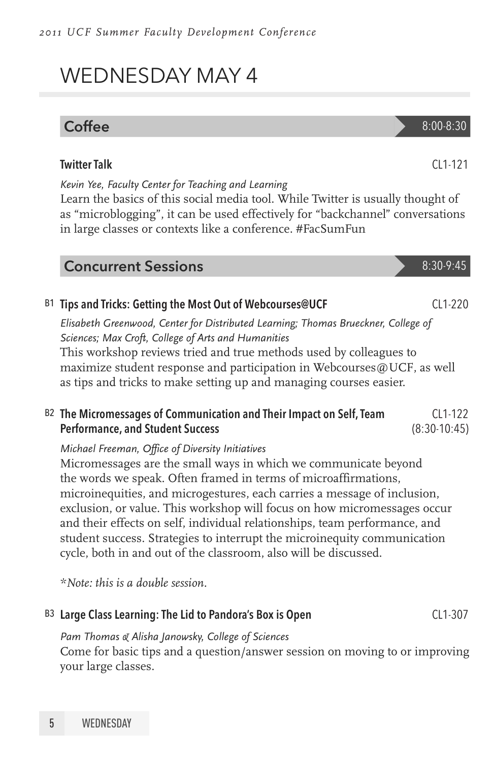# WEDNESDAY MAY 4

## Coffee 8:00-8:30

### Twitter Talk CL1-121

*Kevin Yee, Faculty Center for Teaching and Learning*

Learn the basics of this social media tool. While Twitter is usually thought of as "microblogging", it can be used effectively for "backchannel" conversations in large classes or contexts like a conference. #FacSumFun

## Concurrent Sessions 8:30-9:45

### B1 Tips and Tricks: Getting the Most Out of Webcourses@UCF CL1-220

*Elisabeth Greenwood, Center for Distributed Learning; Thomas Brueckner, College of Sciences; Max Croft, College of Arts and Humanities*

This workshop reviews tried and true methods used by colleagues to maximize student response and participation in Webcourses@UCF, as well as tips and tricks to make setting up and managing courses easier.

### B2 The Micromessages of Communication and Their Impact on Self, Team Performance, and Student Success CL1-122 (8:30-10:45)

*Michael Freeman, Office of Diversity Initiatives*

Micromessages are the small ways in which we communicate beyond the words we speak. Often framed in terms of microaffirmations, microinequities, and microgestures, each carries a message of inclusion, exclusion, or value. This workshop will focus on how micromessages occur and their effects on self, individual relationships, team performance, and student success. Strategies to interrupt the microinequity communication cycle, both in and out of the classroom, also will be discussed.

*\*Note: this is a double session.*

### B3 Large Class Learning: The Lid to Pandora's Box is Open CL1-307

*Pam Thomas & Alisha Janowsky, College of Sciences*

Come for basic tips and a question/answer session on moving to or improving your large classes.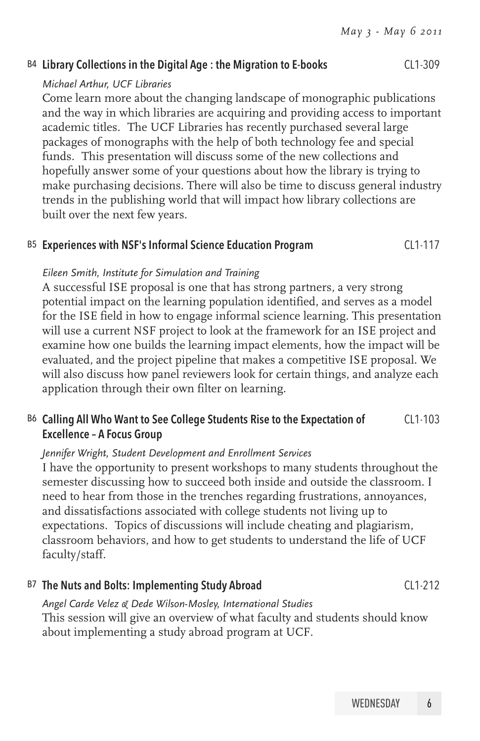### B4 Library Collections in the Digital Age : the Migration to E-books — CL1-309

*Michael Arthur, UCF Libraries*

Come learn more about the changing landscape of monographic publications and the way in which libraries are acquiring and providing access to important academic titles. The UCF Libraries has recently purchased several large packages of monographs with the help of both technology fee and special funds. This presentation will discuss some of the new collections and hopefully answer some of your questions about how the library is trying to make purchasing decisions. There will also be time to discuss general industry trends in the publishing world that will impact how library collections are built over the next few years.

### B5 Experiences with NSF's Informal Science Education Program — CL1-117

*Eileen Smith, Institute for Simulation and Training*

A successful ISE proposal is one that has strong partners, a very strong potential impact on the learning population identified, and serves as a model for the ISE field in how to engage informal science learning. This presentation will use a current NSF project to look at the framework for an ISE project and examine how one builds the learning impact elements, how the impact will be evaluated, and the project pipeline that makes a competitive ISE proposal. We will also discuss how panel reviewers look for certain things, and analyze each application through their own filter on learning.

### B6 Calling All Who Want to See College Students Rise to the Expectation of Excellence – A Focus Group — CL1-103

*Jennifer Wright, Student Development and Enrollment Services*

I have the opportunity to present workshops to many students throughout the semester discussing how to succeed both inside and outside the classroom. I need to hear from those in the trenches regarding frustrations, annoyances, and dissatisfactions associated with college students not living up to expectations. Topics of discussions will include cheating and plagiarism, classroom behaviors, and how to get students to understand the life of UCF faculty/staff.

### B7 The Nuts and Bolts: Implementing Study Abroad — CL1-212

*Angel Carde Velez & Dede Wilson-Mosley, International Studies*

This session will give an overview of what faculty and students should know about implementing a study abroad program at UCF.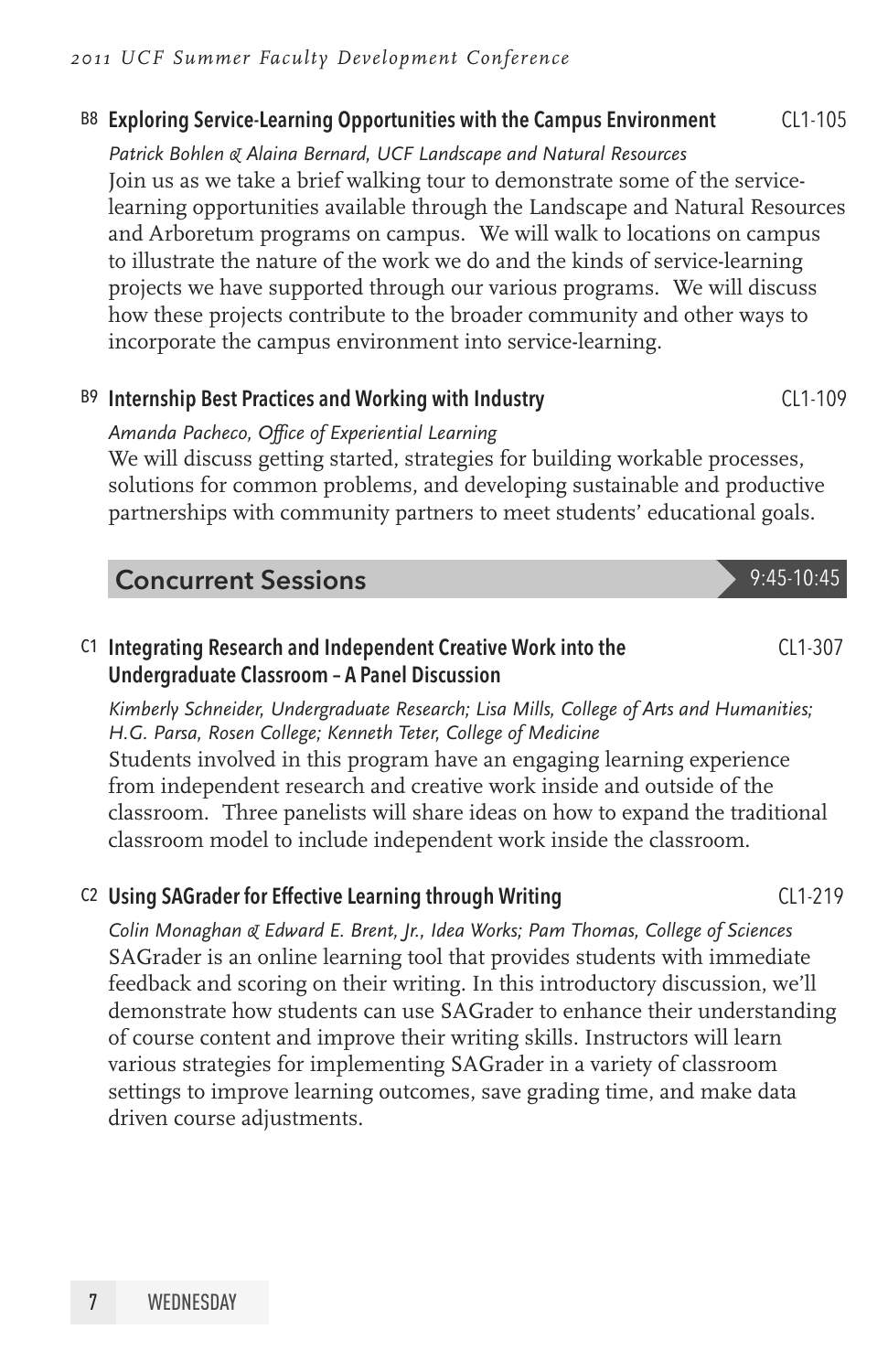### B8 Exploring Service-Learning Opportunities with the Campus Environment — CL1-105

*Patrick Bohlen & Alaina Bernard, UCF Landscape and Natural Resources*

Join us as we take a brief walking tour to demonstrate some of the service-learning opportunities available through the Landscape and Natural Resources and Arboretum programs on campus. We will walk to locations on campus to illustrate the nature of the work we do and the kinds of service-learning projects we have supported through our various programs. We will discuss how these projects contribute to the broader community and other ways to incorporate the campus environment into service-learning.

### B9 Internship Best Practices and Working with Industry — CL1-109

*Amanda Pacheco, Office of Experiential Learning*

We will discuss getting started, strategies for building workable processes, solutions for common problems, and developing sustainable and productive partnerships with community partners to meet students' educational goals.

## Concurrent Sessions — 9:45-10:45

### C1 Integrating Research and Independent Creative Work into the Undergraduate Classroom – A Panel Discussion — CL1-307

*Kimberly Schneider, Undergraduate Research; Lisa Mills, College of Arts and Humanities; H.G. Parsa, Rosen College; Kenneth Teter, College of Medicine*

Students involved in this program have an engaging learning experience from independent research and creative work inside and outside of the classroom. Three panelists will share ideas on how to expand the traditional classroom model to include independent work inside the classroom.

### C2 Using SAGrader for Effective Learning through Writing — CL1-219

*Colin Monaghan & Edward E. Brent, Jr., Idea Works; Pam Thomas, College of Sciences*

SAGrader is an online learning tool that provides students with immediate feedback and scoring on their writing. In this introductory discussion, we'll demonstrate how students can use SAGrader to enhance their understanding of course content and improve their writing skills. Instructors will learn various strategies for implementing SAGrader in a variety of classroom settings to improve learning outcomes, save grading time, and make data driven course adjustments.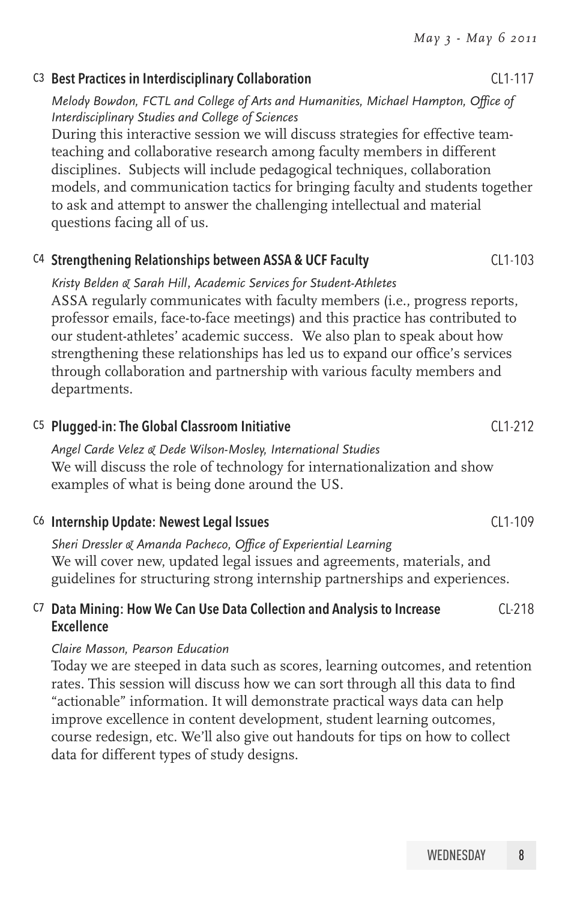### C3 Best Practices in Interdisciplinary Collaboration — CL1-117

*Melody Bowdon, FCTL and College of Arts and Humanities, Michael Hampton, Office of Interdisciplinary Studies and College of Sciences*

During this interactive session we will discuss strategies for effective team-teaching and collaborative research among faculty members in different disciplines. Subjects will include pedagogical techniques, collaboration models, and communication tactics for bringing faculty and students together to ask and attempt to answer the challenging intellectual and material questions facing all of us.

### C4 Strengthening Relationships between ASSA & UCF Faculty — CL1-103

*Kristy Belden & Sarah Hill, Academic Services for Student-Athletes*

ASSA regularly communicates with faculty members (i.e., progress reports, professor emails, face-to-face meetings) and this practice has contributed to our student-athletes' academic success. We also plan to speak about how strengthening these relationships has led us to expand our office's services through collaboration and partnership with various faculty members and departments.

### C5 Plugged-in: The Global Classroom Initiative — CL1-212

*Angel Carde Velez & Dede Wilson-Mosley, International Studies*

We will discuss the role of technology for internationalization and show examples of what is being done around the US.

### C6 Internship Update: Newest Legal Issues — CL1-109

*Sheri Dressler & Amanda Pacheco, Office of Experiential Learning*

We will cover new, updated legal issues and agreements, materials, and guidelines for structuring strong internship partnerships and experiences.

### C7 Data Mining: How We Can Use Data Collection and Analysis to Increase Excellence — CL-218

*Claire Masson, Pearson Education*

Today we are steeped in data such as scores, learning outcomes, and retention rates. This session will discuss how we can sort through all this data to find "actionable" information. It will demonstrate practical ways data can help improve excellence in content development, student learning outcomes, course redesign, etc. We'll also give out handouts for tips on how to collect data for different types of study designs.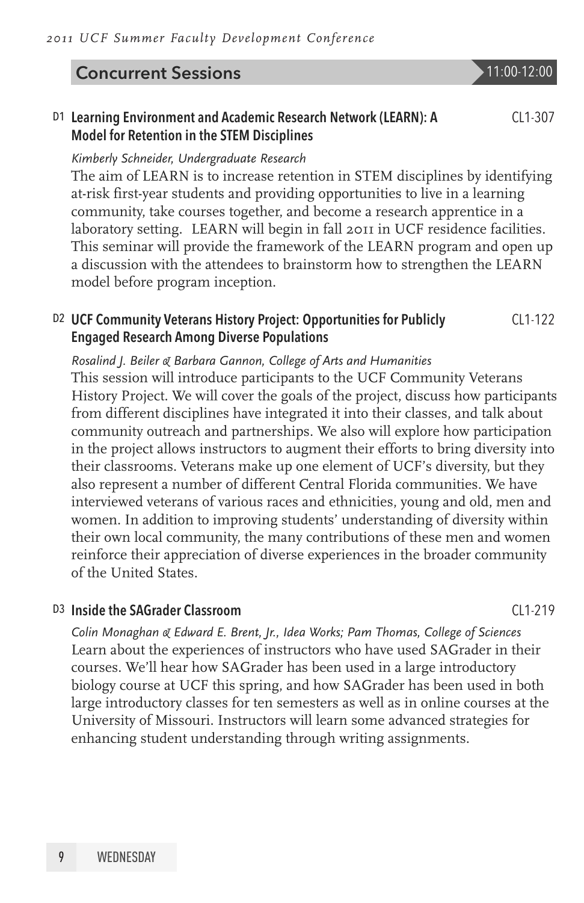## Concurrent Sessions

11:00-12:00

### D1 Learning Environment and Academic Research Network (LEARN): A Model for Retention in the STEM Disciplines

CL1-307

*Kimberly Schneider, Undergraduate Research*

The aim of LEARN is to increase retention in STEM disciplines by identifying at-risk first-year students and providing opportunities to live in a learning community, take courses together, and become a research apprentice in a laboratory setting. LEARN will begin in fall 2011 in UCF residence facilities. This seminar will provide the framework of the LEARN program and open up a discussion with the attendees to brainstorm how to strengthen the LEARN model before program inception.

### D2 UCF Community Veterans History Project: Opportunities for Publicly Engaged Research Among Diverse Populations

CL1-122

*Rosalind J. Beiler & Barbara Gannon, College of Arts and Humanities*

This session will introduce participants to the UCF Community Veterans History Project. We will cover the goals of the project, discuss how participants from different disciplines have integrated it into their classes, and talk about community outreach and partnerships. We also will explore how participation in the project allows instructors to augment their efforts to bring diversity into their classrooms. Veterans make up one element of UCF's diversity, but they also represent a number of different Central Florida communities. We have interviewed veterans of various races and ethnicities, young and old, men and women. In addition to improving students' understanding of diversity within their own local community, the many contributions of these men and women reinforce their appreciation of diverse experiences in the broader community of the United States.

### D3 Inside the SAGrader Classroom

CL1-219

*Colin Monaghan & Edward E. Brent, Jr., Idea Works; Pam Thomas, College of Sciences*

Learn about the experiences of instructors who have used SAGrader in their courses. We'll hear how SAGrader has been used in a large introductory biology course at UCF this spring, and how SAGrader has been used in both large introductory classes for ten semesters as well as in online courses at the University of Missouri. Instructors will learn some advanced strategies for enhancing student understanding through writing assignments.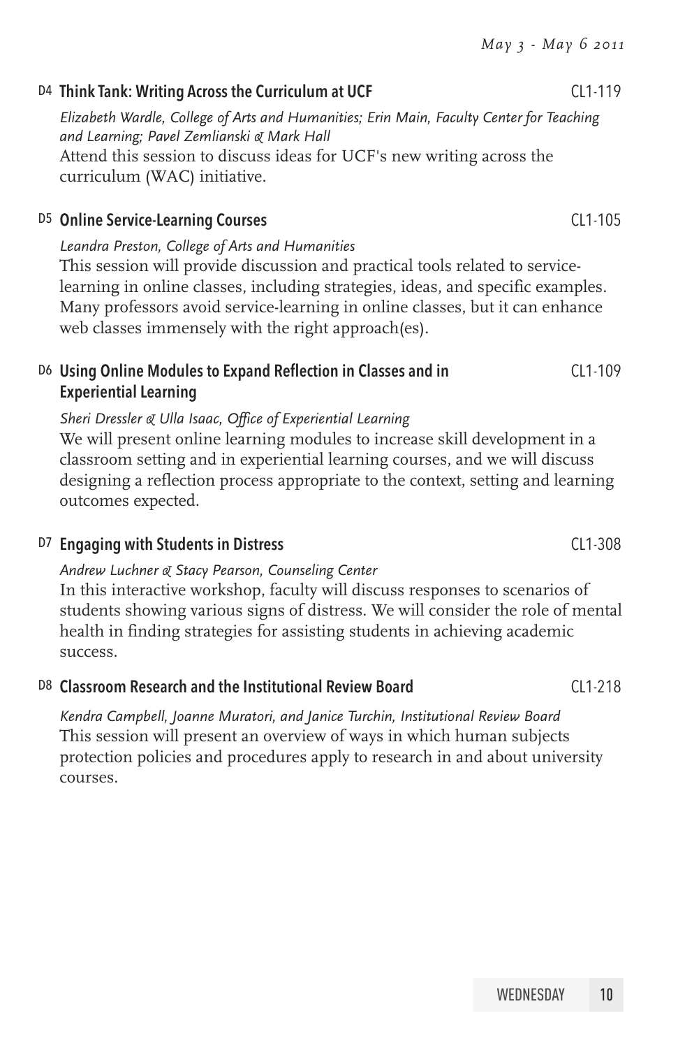### D4 Think Tank: Writing Across the Curriculum at UCF — CL1-119

*Elizabeth Wardle, College of Arts and Humanities; Erin Main, Faculty Center for Teaching and Learning; Pavel Zemlianski & Mark Hall*

Attend this session to discuss ideas for UCF's new writing across the curriculum (WAC) initiative.

### D5 Online Service-Learning Courses — CL1-105

*Leandra Preston, College of Arts and Humanities*

This session will provide discussion and practical tools related to service-learning in online classes, including strategies, ideas, and specific examples. Many professors avoid service-learning in online classes, but it can enhance web classes immensely with the right approach(es).

### D6 Using Online Modules to Expand Reflection in Classes and in Experiential Learning — CL1-109

*Sheri Dressler & Ulla Isaac, Office of Experiential Learning*

We will present online learning modules to increase skill development in a classroom setting and in experiential learning courses, and we will discuss designing a reflection process appropriate to the context, setting and learning outcomes expected.

### D7 Engaging with Students in Distress — CL1-308

*Andrew Luchner & Stacy Pearson, Counseling Center*

In this interactive workshop, faculty will discuss responses to scenarios of students showing various signs of distress. We will consider the role of mental health in finding strategies for assisting students in achieving academic success.

### D8 Classroom Research and the Institutional Review Board — CL1-218

*Kendra Campbell, Joanne Muratori, and Janice Turchin, Institutional Review Board*

This session will present an overview of ways in which human subjects protection policies and procedures apply to research in and about university courses.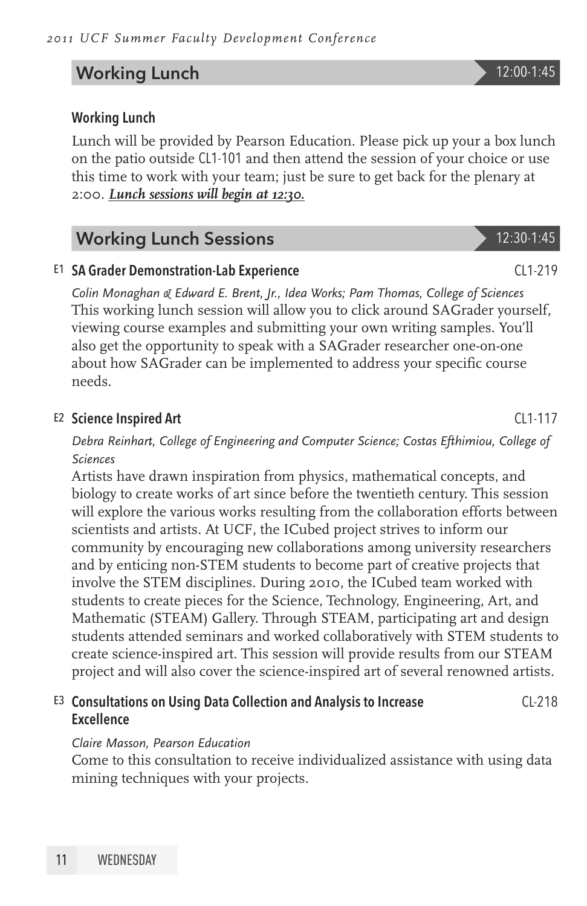## Working Lunch — 12:00-1:45

### Working Lunch

Lunch will be provided by Pearson Education. Please pick up your a box lunch on the patio outside CL1-101 and then attend the session of your choice or use this time to work with your team; just be sure to get back for the plenary at 2:00. ***Lunch sessions will begin at 12:30.***

## Working Lunch Sessions — 12:30-1:45

### E1 SA Grader Demonstration-Lab Experience — CL1-219

*Colin Monaghan & Edward E. Brent, Jr., Idea Works; Pam Thomas, College of Sciences*

This working lunch session will allow you to click around SAGrader yourself, viewing course examples and submitting your own writing samples. You'll also get the opportunity to speak with a SAGrader researcher one-on-one about how SAGrader can be implemented to address your specific course needs.

### E2 Science Inspired Art — CL1-117

*Debra Reinhart, College of Engineering and Computer Science; Costas Efthimiou, College of Sciences*

Artists have drawn inspiration from physics, mathematical concepts, and biology to create works of art since before the twentieth century. This session will explore the various works resulting from the collaboration efforts between scientists and artists. At UCF, the ICubed project strives to inform our community by encouraging new collaborations among university researchers and by enticing non-STEM students to become part of creative projects that involve the STEM disciplines. During 2010, the ICubed team worked with students to create pieces for the Science, Technology, Engineering, Art, and Mathematic (STEAM) Gallery. Through STEAM, participating art and design students attended seminars and worked collaboratively with STEM students to create science-inspired art. This session will provide results from our STEAM project and will also cover the science-inspired art of several renowned artists.

### E3 Consultations on Using Data Collection and Analysis to Increase Excellence — CL-218

*Claire Masson, Pearson Education*

Come to this consultation to receive individualized assistance with using data mining techniques with your projects.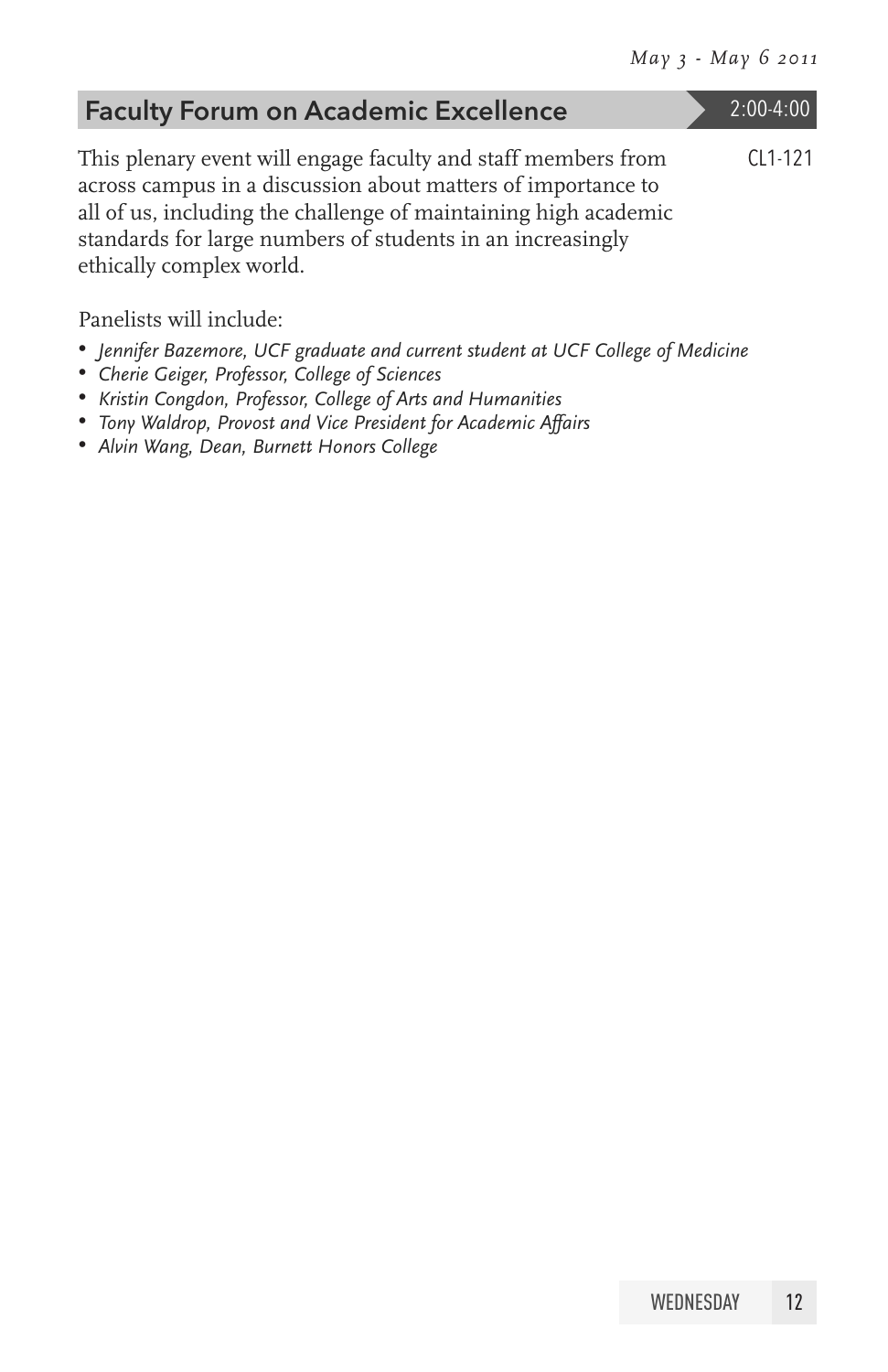## Faculty Forum on Academic Excellence

2:00-4:00

CL1-121

This plenary event will engage faculty and staff members from across campus in a discussion about matters of importance to all of us, including the challenge of maintaining high academic standards for large numbers of students in an increasingly ethically complex world.

Panelists will include:

- *Jennifer Bazemore, UCF graduate and current student at UCF College of Medicine*
- *Cherie Geiger, Professor, College of Sciences*
- *Kristin Congdon, Professor, College of Arts and Humanities*
- *Tony Waldrop, Provost and Vice President for Academic Affairs*
- *Alvin Wang, Dean, Burnett Honors College*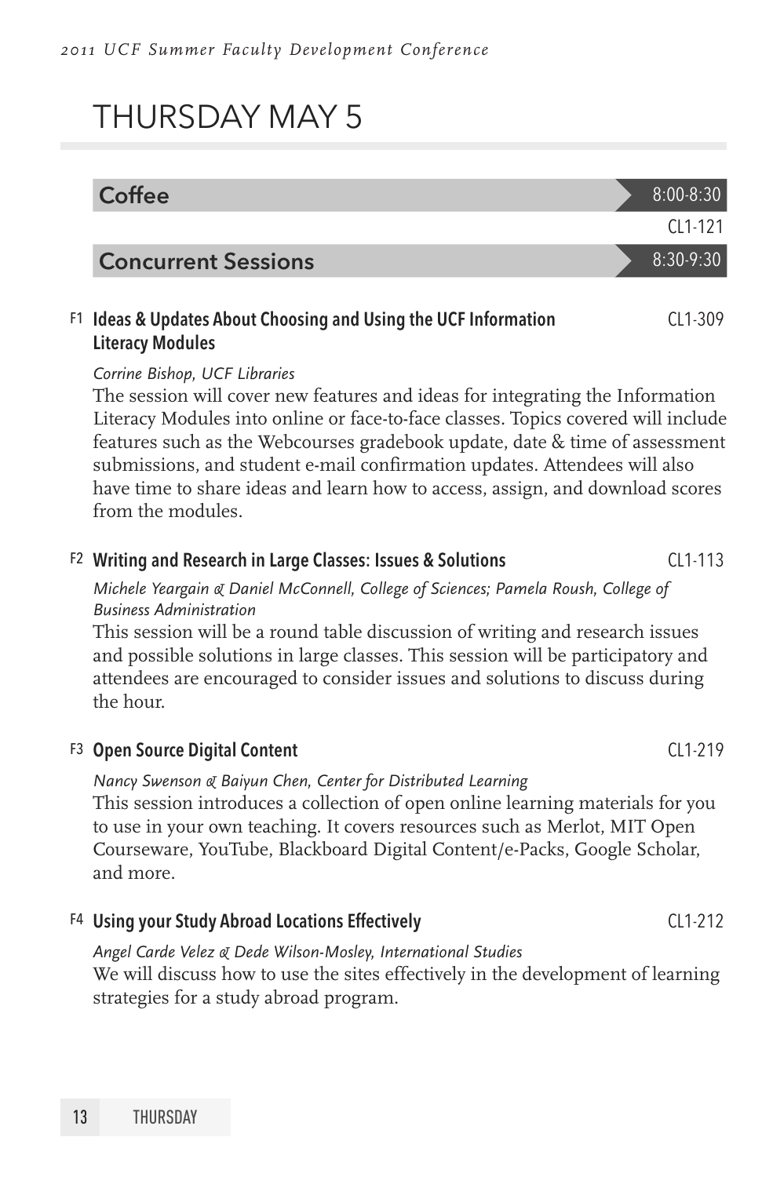# THURSDAY MAY 5

## Coffee — 8:00-8:30

CL1-121

## Concurrent Sessions — 8:30-9:30

### F1 Ideas & Updates About Choosing and Using the UCF Information Literacy Modules — CL1-309

*Corrine Bishop, UCF Libraries*

The session will cover new features and ideas for integrating the Information Literacy Modules into online or face-to-face classes. Topics covered will include features such as the Webcourses gradebook update, date & time of assessment submissions, and student e-mail confirmation updates. Attendees will also have time to share ideas and learn how to access, assign, and download scores from the modules.

### F2 Writing and Research in Large Classes: Issues & Solutions — CL1-113

*Michele Yeargain & Daniel McConnell, College of Sciences; Pamela Roush, College of Business Administration*

This session will be a round table discussion of writing and research issues and possible solutions in large classes. This session will be participatory and attendees are encouraged to consider issues and solutions to discuss during the hour.

### F3 Open Source Digital Content — CL1-219

*Nancy Swenson & Baiyun Chen, Center for Distributed Learning*

This session introduces a collection of open online learning materials for you to use in your own teaching. It covers resources such as Merlot, MIT Open Courseware, YouTube, Blackboard Digital Content/e-Packs, Google Scholar, and more.

### F4 Using your Study Abroad Locations Effectively — CL1-212

*Angel Carde Velez & Dede Wilson-Mosley, International Studies*

We will discuss how to use the sites effectively in the development of learning strategies for a study abroad program.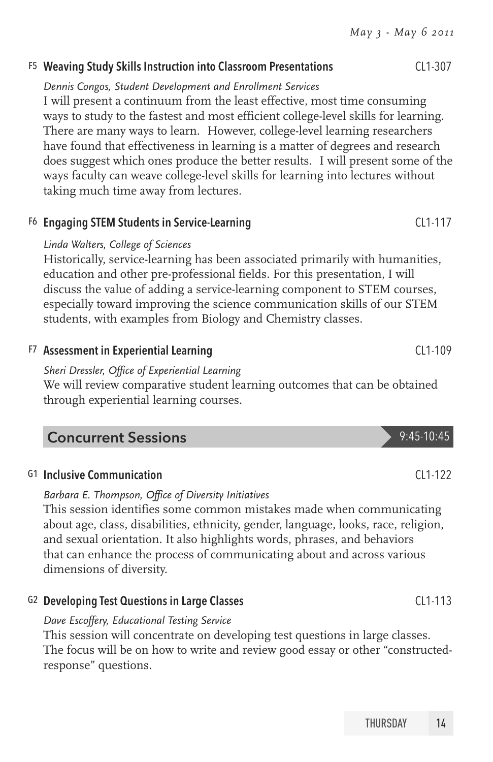### F5 Weaving Study Skills Instruction into Classroom Presentations — CL1-307

*Dennis Congos, Student Development and Enrollment Services*

I will present a continuum from the least effective, most time consuming ways to study to the fastest and most efficient college-level skills for learning. There are many ways to learn. However, college-level learning researchers have found that effectiveness in learning is a matter of degrees and research does suggest which ones produce the better results. I will present some of the ways faculty can weave college-level skills for learning into lectures without taking much time away from lectures.

### F6 Engaging STEM Students in Service-Learning — CL1-117

*Linda Walters, College of Sciences*

Historically, service-learning has been associated primarily with humanities, education and other pre-professional fields. For this presentation, I will discuss the value of adding a service-learning component to STEM courses, especially toward improving the science communication skills of our STEM students, with examples from Biology and Chemistry classes.

### F7 Assessment in Experiential Learning — CL1-109

*Sheri Dressler, Office of Experiential Learning*

We will review comparative student learning outcomes that can be obtained through experiential learning courses.

## Concurrent Sessions — 9:45-10:45

### G1 Inclusive Communication — CL1-122

*Barbara E. Thompson, Office of Diversity Initiatives*

This session identifies some common mistakes made when communicating about age, class, disabilities, ethnicity, gender, language, looks, race, religion, and sexual orientation. It also highlights words, phrases, and behaviors that can enhance the process of communicating about and across various dimensions of diversity.

### G2 Developing Test Questions in Large Classes — CL1-113

*Dave Escoffery, Educational Testing Service*

This session will concentrate on developing test questions in large classes. The focus will be on how to write and review good essay or other "constructed-response" questions.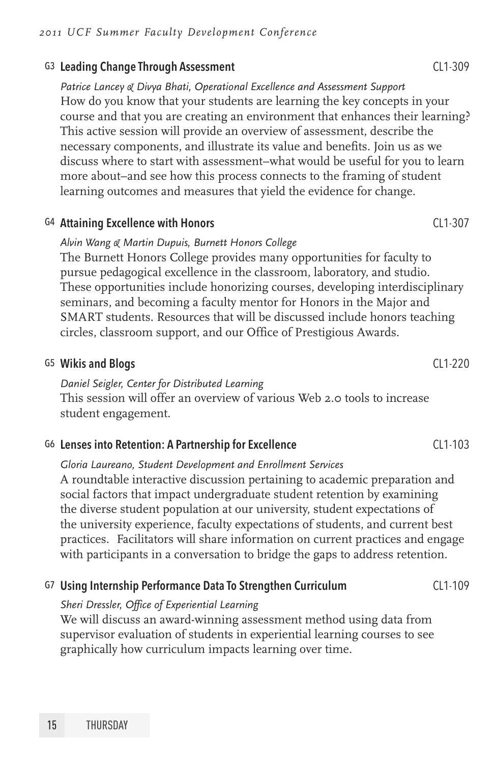### G3 Leading Change Through Assessment — CL1-309

*Patrice Lancey & Divya Bhati, Operational Excellence and Assessment Support*

How do you know that your students are learning the key concepts in your course and that you are creating an environment that enhances their learning? This active session will provide an overview of assessment, describe the necessary components, and illustrate its value and benefits. Join us as we discuss where to start with assessment–what would be useful for you to learn more about–and see how this process connects to the framing of student learning outcomes and measures that yield the evidence for change.

### G4 Attaining Excellence with Honors — CL1-307

*Alvin Wang & Martin Dupuis, Burnett Honors College*

The Burnett Honors College provides many opportunities for faculty to pursue pedagogical excellence in the classroom, laboratory, and studio. These opportunities include honorizing courses, developing interdisciplinary seminars, and becoming a faculty mentor for Honors in the Major and SMART students. Resources that will be discussed include honors teaching circles, classroom support, and our Office of Prestigious Awards.

### G5 Wikis and Blogs — CL1-220

*Daniel Seigler, Center for Distributed Learning*

This session will offer an overview of various Web 2.0 tools to increase student engagement.

### G6 Lenses into Retention: A Partnership for Excellence — CL1-103

*Gloria Laureano, Student Development and Enrollment Services*

A roundtable interactive discussion pertaining to academic preparation and social factors that impact undergraduate student retention by examining the diverse student population at our university, student expectations of the university experience, faculty expectations of students, and current best practices. Facilitators will share information on current practices and engage with participants in a conversation to bridge the gaps to address retention.

### G7 Using Internship Performance Data To Strengthen Curriculum — CL1-109

*Sheri Dressler, Office of Experiential Learning*

We will discuss an award-winning assessment method using data from supervisor evaluation of students in experiential learning courses to see graphically how curriculum impacts learning over time.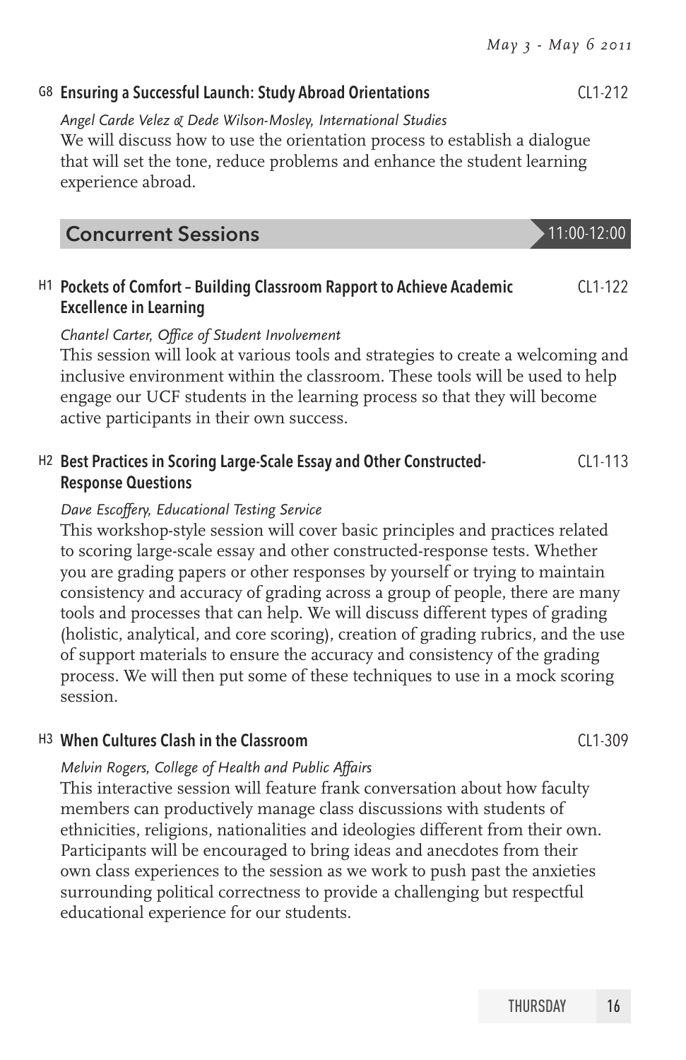### G8 Ensuring a Successful Launch: Study Abroad Orientations — CL1-212

*Angel Carde Velez & Dede Wilson-Mosley, International Studies*

We will discuss how to use the orientation process to establish a dialogue that will set the tone, reduce problems and enhance the student learning experience abroad.

## Concurrent Sessions — 11:00-12:00

### H1 Pockets of Comfort – Building Classroom Rapport to Achieve Academic Excellence in Learning — CL1-122

*Chantel Carter, Office of Student Involvement*

This session will look at various tools and strategies to create a welcoming and inclusive environment within the classroom. These tools will be used to help engage our UCF students in the learning process so that they will become active participants in their own success.

### H2 Best Practices in Scoring Large-Scale Essay and Other Constructed-Response Questions — CL1-113

*Dave Escoffery, Educational Testing Service*

This workshop-style session will cover basic principles and practices related to scoring large-scale essay and other constructed-response tests. Whether you are grading papers or other responses by yourself or trying to maintain consistency and accuracy of grading across a group of people, there are many tools and processes that can help. We will discuss different types of grading (holistic, analytical, and core scoring), creation of grading rubrics, and the use of support materials to ensure the accuracy and consistency of the grading process. We will then put some of these techniques to use in a mock scoring session.

### H3 When Cultures Clash in the Classroom — CL1-309

*Melvin Rogers, College of Health and Public Affairs*

This interactive session will feature frank conversation about how faculty members can productively manage class discussions with students of ethnicities, religions, nationalities and ideologies different from their own. Participants will be encouraged to bring ideas and anecdotes from their own class experiences to the session as we work to push past the anxieties surrounding political correctness to provide a challenging but respectful educational experience for our students.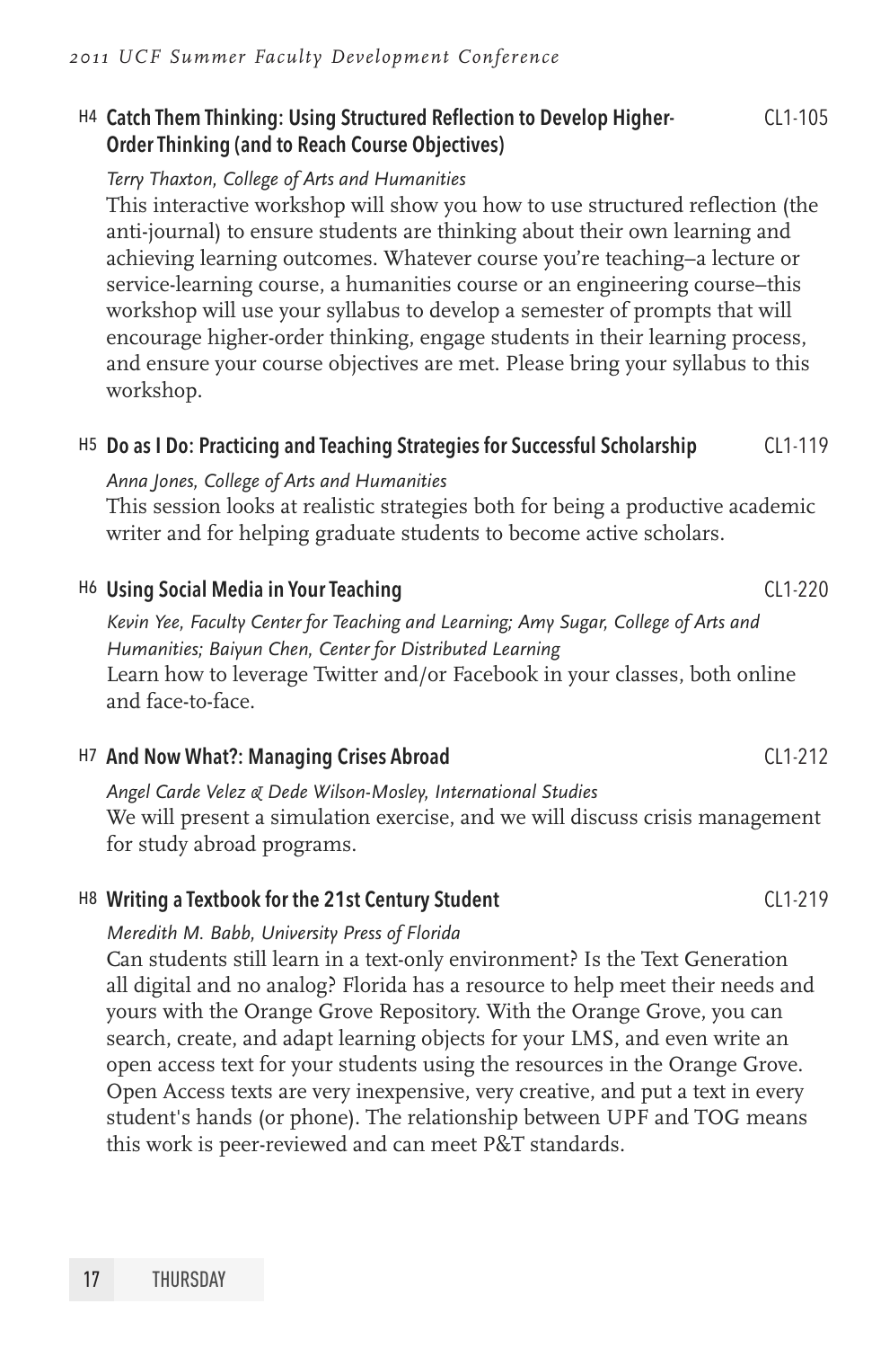### H4 Catch Them Thinking: Using Structured Reflection to Develop Higher-Order Thinking (and to Reach Course Objectives) — CL1-105

*Terry Thaxton, College of Arts and Humanities*

This interactive workshop will show you how to use structured reflection (the anti-journal) to ensure students are thinking about their own learning and achieving learning outcomes. Whatever course you're teaching–a lecture or service-learning course, a humanities course or an engineering course–this workshop will use your syllabus to develop a semester of prompts that will encourage higher-order thinking, engage students in their learning process, and ensure your course objectives are met. Please bring your syllabus to this workshop.

### H5 Do as I Do: Practicing and Teaching Strategies for Successful Scholarship — CL1-119

*Anna Jones, College of Arts and Humanities*

This session looks at realistic strategies both for being a productive academic writer and for helping graduate students to become active scholars.

### H6 Using Social Media in Your Teaching — CL1-220

*Kevin Yee, Faculty Center for Teaching and Learning; Amy Sugar, College of Arts and Humanities; Baiyun Chen, Center for Distributed Learning*

Learn how to leverage Twitter and/or Facebook in your classes, both online and face-to-face.

### H7 And Now What?: Managing Crises Abroad — CL1-212

*Angel Carde Velez & Dede Wilson-Mosley, International Studies*

We will present a simulation exercise, and we will discuss crisis management for study abroad programs.

### H8 Writing a Textbook for the 21st Century Student — CL1-219

*Meredith M. Babb, University Press of Florida*

Can students still learn in a text-only environment? Is the Text Generation all digital and no analog? Florida has a resource to help meet their needs and yours with the Orange Grove Repository. With the Orange Grove, you can search, create, and adapt learning objects for your LMS, and even write an open access text for your students using the resources in the Orange Grove. Open Access texts are very inexpensive, very creative, and put a text in every student's hands (or phone). The relationship between UPF and TOG means this work is peer-reviewed and can meet P&T standards.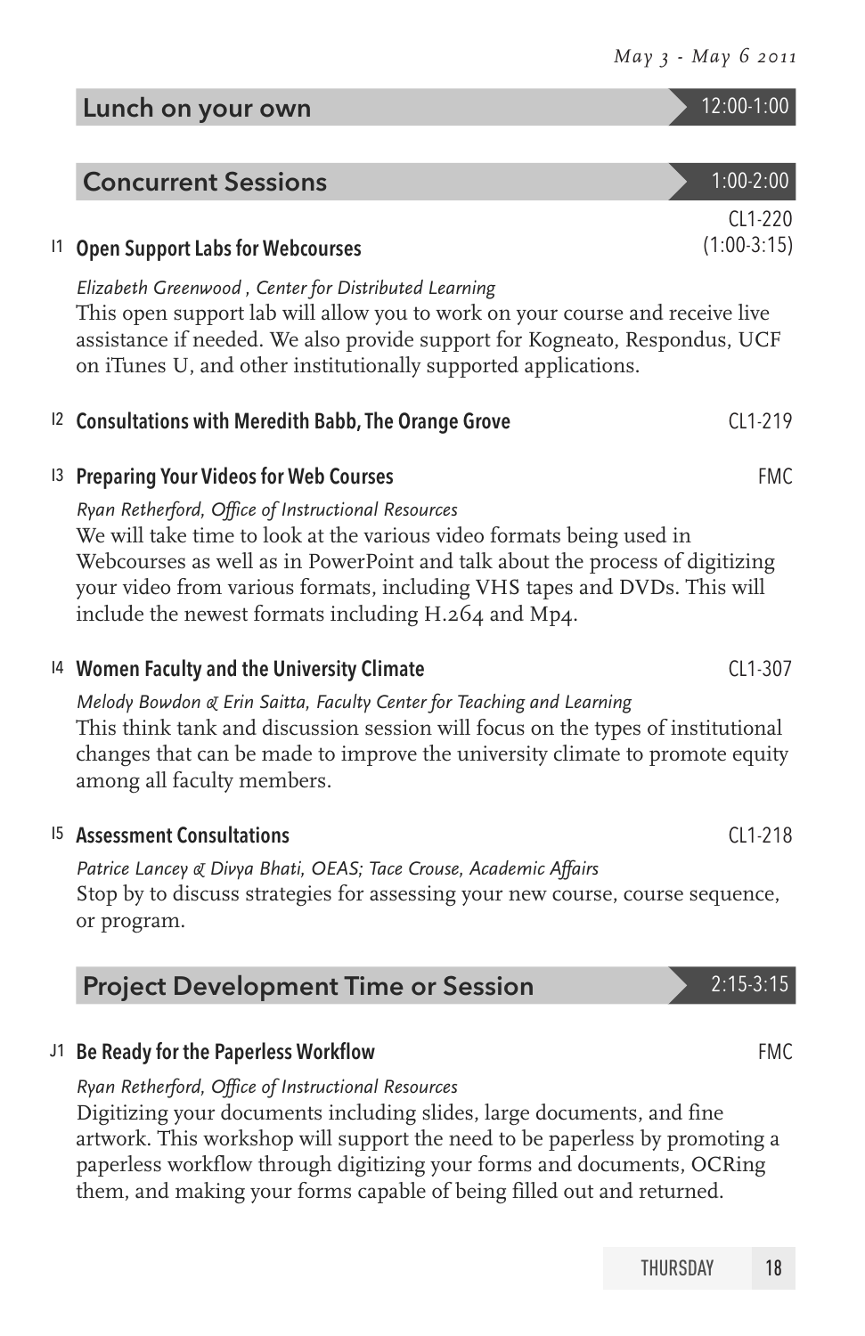## Lunch on your own — 12:00-1:00

## Concurrent Sessions — 1:00-2:00

### I1 Open Support Labs for Webcourses — CL1-220 (1:00-3:15)

*Elizabeth Greenwood , Center for Distributed Learning*

This open support lab will allow you to work on your course and receive live assistance if needed. We also provide support for Kogneato, Respondus, UCF on iTunes U, and other institutionally supported applications.

### I2 Consultations with Meredith Babb, The Orange Grove — CL1-219

### I3 Preparing Your Videos for Web Courses — FMC

*Ryan Retherford, Office of Instructional Resources*

We will take time to look at the various video formats being used in Webcourses as well as in PowerPoint and talk about the process of digitizing your video from various formats, including VHS tapes and DVDs. This will include the newest formats including H.264 and Mp4.

### I4 Women Faculty and the University Climate — CL1-307

*Melody Bowdon & Erin Saitta, Faculty Center for Teaching and Learning*

This think tank and discussion session will focus on the types of institutional changes that can be made to improve the university climate to promote equity among all faculty members.

### I5 Assessment Consultations — CL1-218

*Patrice Lancey & Divya Bhati, OEAS; Tace Crouse, Academic Affairs*

Stop by to discuss strategies for assessing your new course, course sequence, or program.

## Project Development Time or Session — 2:15-3:15

### J1 Be Ready for the Paperless Workflow — FMC

*Ryan Retherford, Office of Instructional Resources*

Digitizing your documents including slides, large documents, and fine artwork. This workshop will support the need to be paperless by promoting a paperless workflow through digitizing your forms and documents, OCRing them, and making your forms capable of being filled out and returned.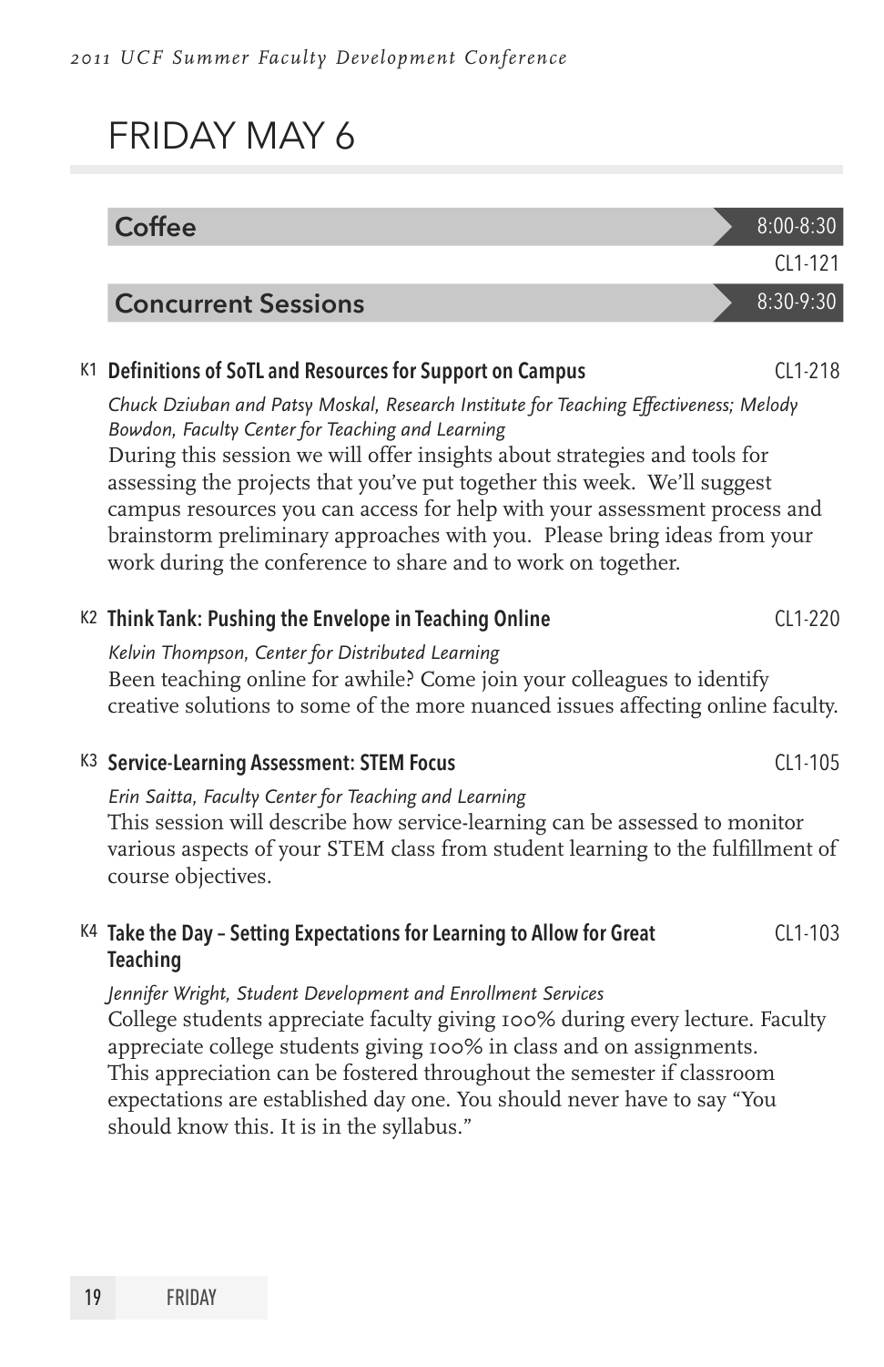# FRIDAY MAY 6

## Coffee — 8:00-8:30

CL1-121

## Concurrent Sessions — 8:30-9:30

### K1 Definitions of SoTL and Resources for Support on Campus — CL1-218

*Chuck Dziuban and Patsy Moskal, Research Institute for Teaching Effectiveness; Melody Bowdon, Faculty Center for Teaching and Learning*

During this session we will offer insights about strategies and tools for assessing the projects that you've put together this week. We'll suggest campus resources you can access for help with your assessment process and brainstorm preliminary approaches with you. Please bring ideas from your work during the conference to share and to work on together.

### K2 Think Tank: Pushing the Envelope in Teaching Online — CL1-220

*Kelvin Thompson, Center for Distributed Learning*

Been teaching online for awhile? Come join your colleagues to identify creative solutions to some of the more nuanced issues affecting online faculty.

### K3 Service-Learning Assessment: STEM Focus — CL1-105

*Erin Saitta, Faculty Center for Teaching and Learning*

This session will describe how service-learning can be assessed to monitor various aspects of your STEM class from student learning to the fulfillment of course objectives.

### K4 Take the Day – Setting Expectations for Learning to Allow for Great Teaching — CL1-103

*Jennifer Wright, Student Development and Enrollment Services*

College students appreciate faculty giving 100% during every lecture. Faculty appreciate college students giving 100% in class and on assignments. This appreciation can be fostered throughout the semester if classroom expectations are established day one. You should never have to say "You should know this. It is in the syllabus."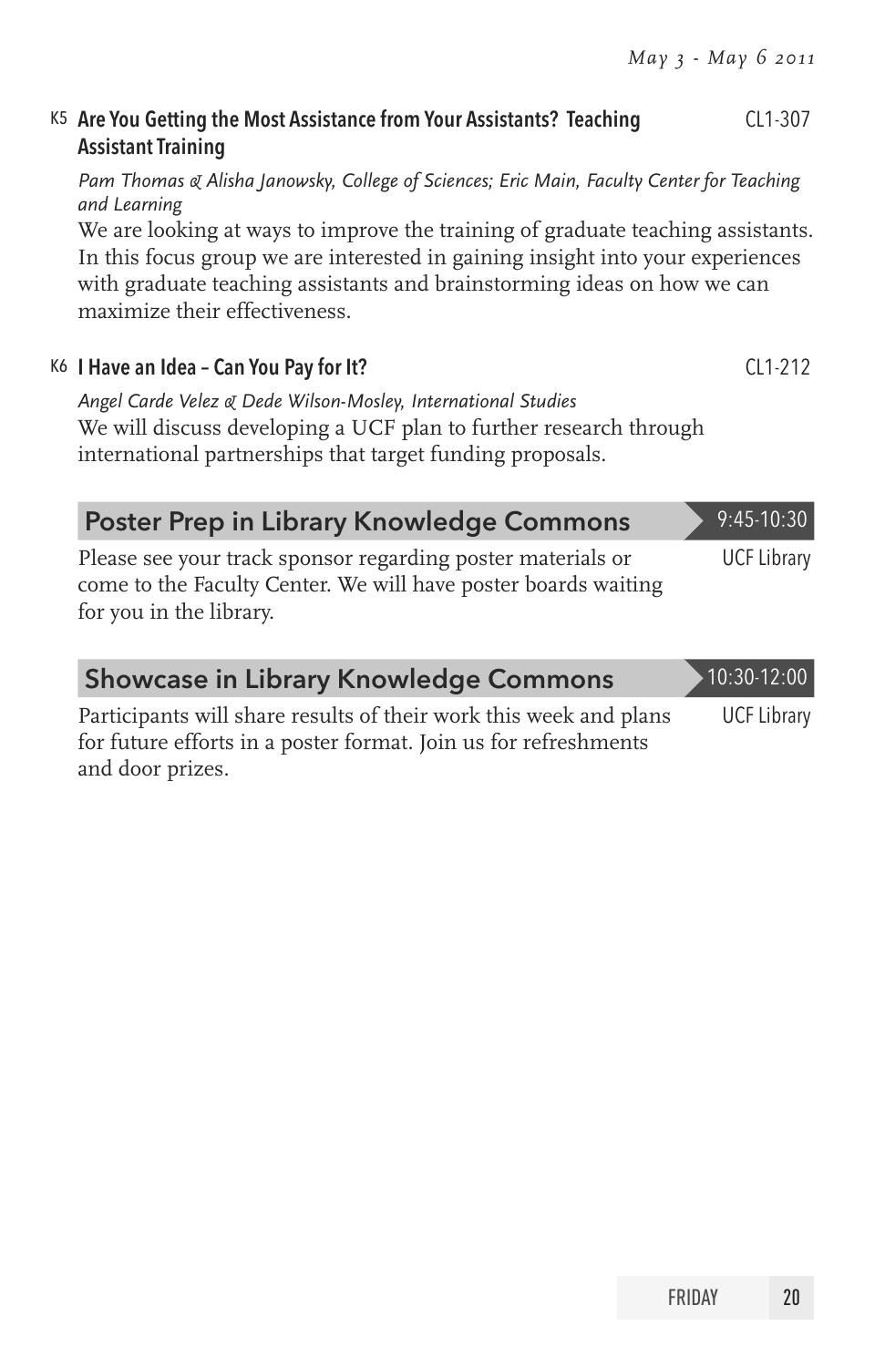### K5 Are You Getting the Most Assistance from Your Assistants? Teaching Assistant Training

CL1-307

*Pam Thomas & Alisha Janowsky, College of Sciences; Eric Main, Faculty Center for Teaching and Learning*

We are looking at ways to improve the training of graduate teaching assistants. In this focus group we are interested in gaining insight into your experiences with graduate teaching assistants and brainstorming ideas on how we can maximize their effectiveness.

### K6 I Have an Idea – Can You Pay for It?

CL1-212

*Angel Carde Velez & Dede Wilson-Mosley, International Studies*

We will discuss developing a UCF plan to further research through international partnerships that target funding proposals.

## Poster Prep in Library Knowledge Commons

9:45-10:30

UCF Library

Please see your track sponsor regarding poster materials or come to the Faculty Center. We will have poster boards waiting for you in the library.

## Showcase in Library Knowledge Commons

10:30-12:00

UCF Library

Participants will share results of their work this week and plans for future efforts in a poster format. Join us for refreshments and door prizes.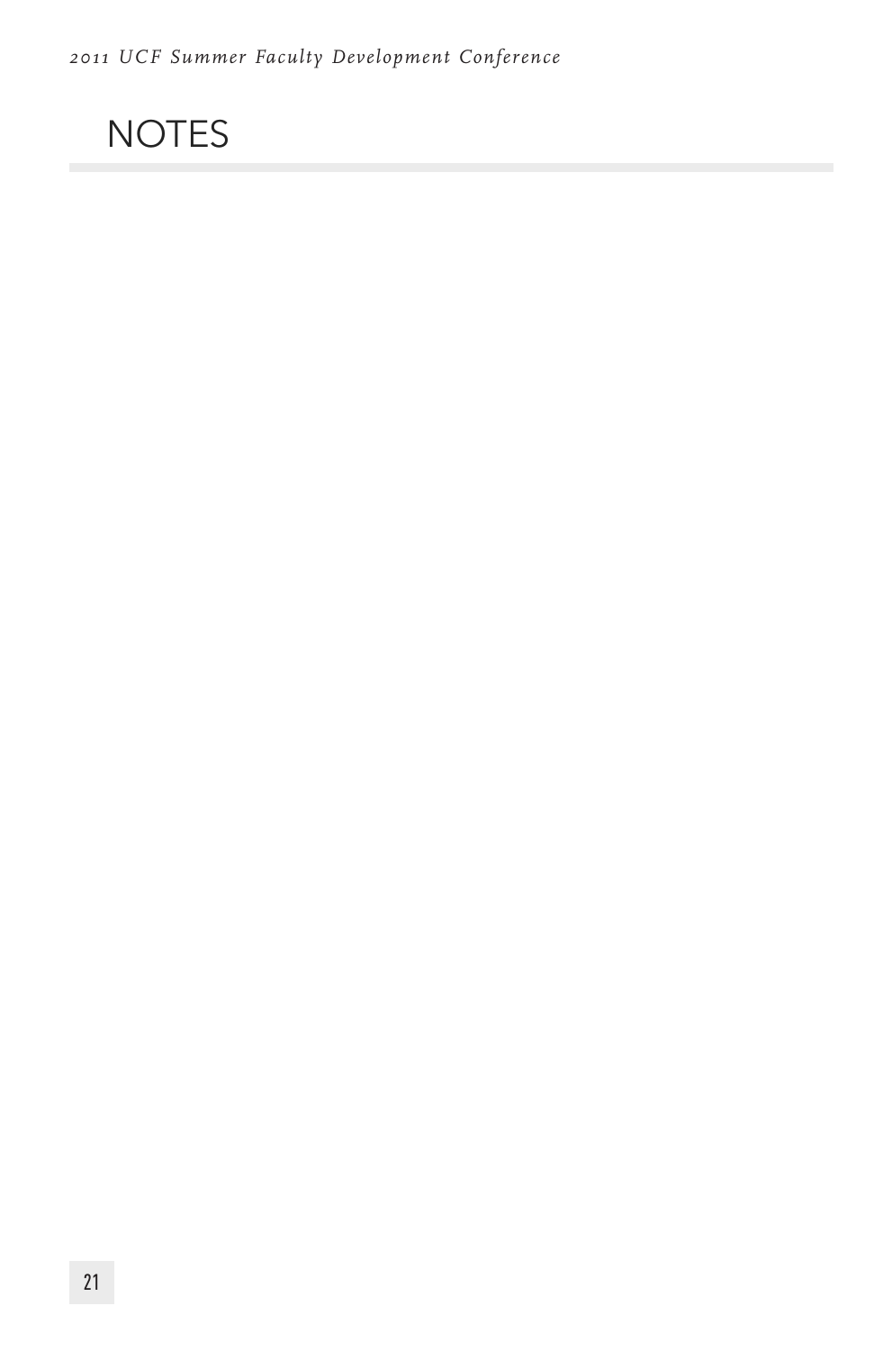# NOTES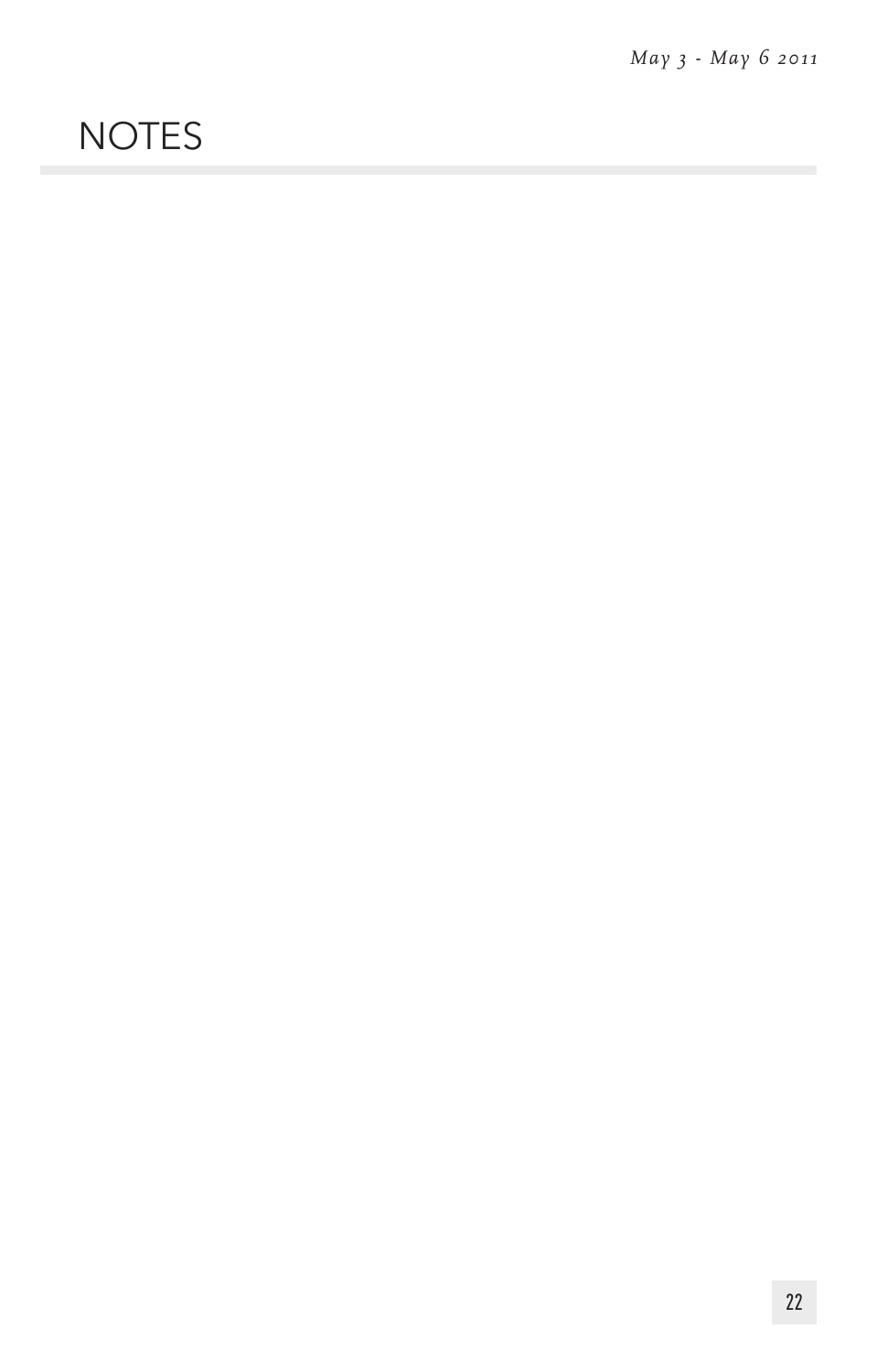# NOTES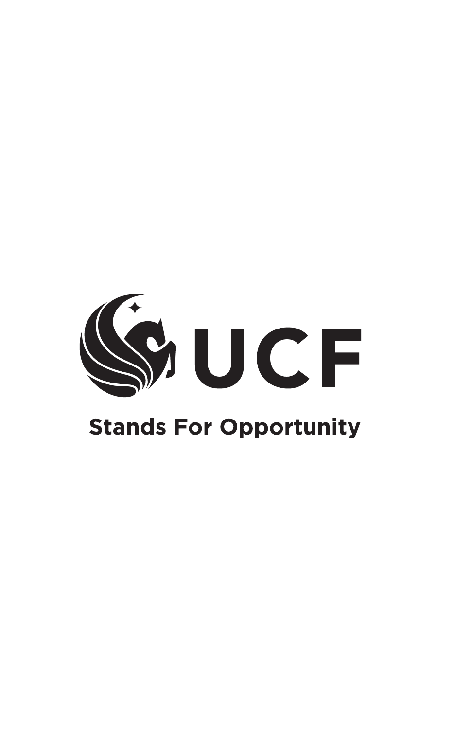UCF

Stands For Opportunity